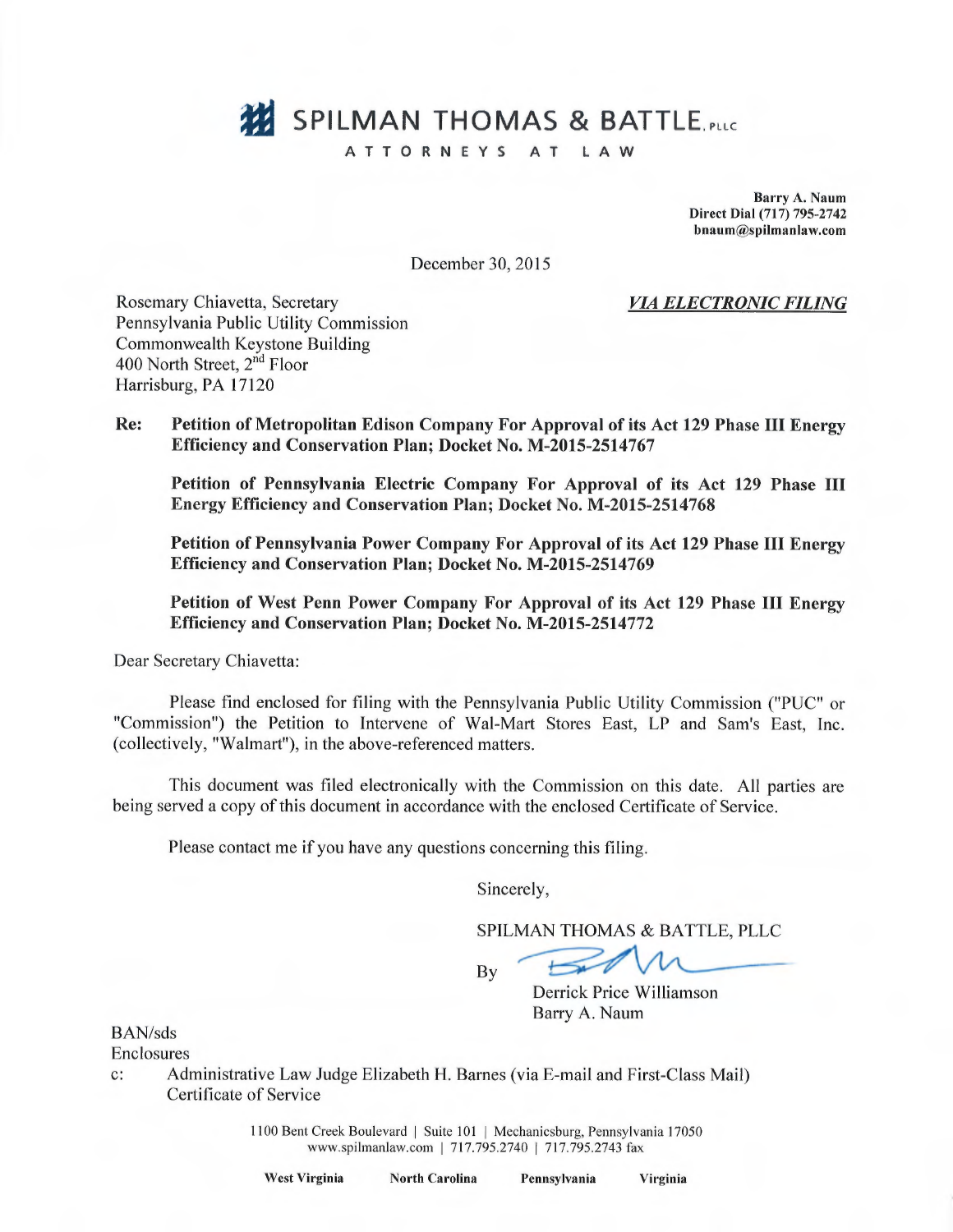# SPILMAN THOMAS & BATTLE, PLLC

ATTORNEYS AT LAW

**Barry A. Naum**
**Direct Dial (717) 795-2742**
**bnaum@spilmanlaw.com**

December 30, 2015

Rosemary Chiavetta, Secretary
Pennsylvania Public Utility Commission
Commonwealth Keystone Building
400 North Street, 2nd Floor
Harrisburg, PA 17120

***VIA ELECTRONIC FILING***

**Re: Petition of Metropolitan Edison Company For Approval of its Act 129 Phase III Energy Efficiency and Conservation Plan; Docket No. M-2015-2514767**

**Petition of Pennsylvania Electric Company For Approval of its Act 129 Phase III Energy Efficiency and Conservation Plan; Docket No. M-2015-2514768**

**Petition of Pennsylvania Power Company For Approval of its Act 129 Phase III Energy Efficiency and Conservation Plan; Docket No. M-2015-2514769**

**Petition of West Penn Power Company For Approval of its Act 129 Phase III Energy Efficiency and Conservation Plan; Docket No. M-2015-2514772**

Dear Secretary Chiavetta:

Please find enclosed for filing with the Pennsylvania Public Utility Commission ("PUC" or "Commission") the Petition to Intervene of Wal-Mart Stores East, LP and Sam's East, Inc. (collectively, "Walmart"), in the above-referenced matters.

This document was filed electronically with the Commission on this date. All parties are being served a copy of this document in accordance with the enclosed Certificate of Service.

Please contact me if you have any questions concerning this filing.

Sincerely,

SPILMAN THOMAS & BATTLE, PLLC

By

Derrick Price Williamson
Barry A. Naum

BAN/sds
Enclosures
c: Administrative Law Judge Elizabeth H. Barnes (via E-mail and First-Class Mail)
Certificate of Service

1100 Bent Creek Boulevard | Suite 101 | Mechanicsburg, Pennsylvania 17050
www.spilmanlaw.com | 717.795.2740 | 717.795.2743 fax

**West Virginia** **North Carolina** **Pennsylvania** **Virginia**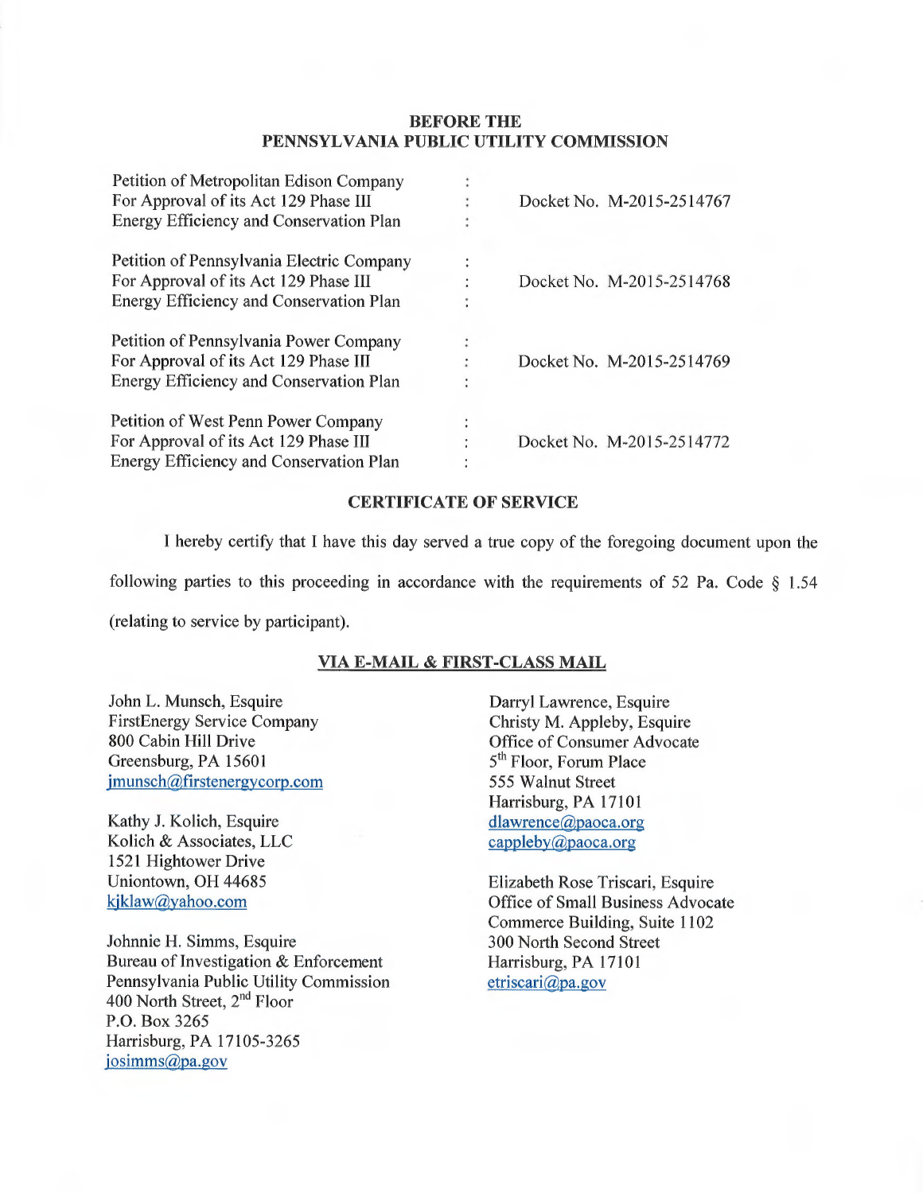**BEFORE THE**
**PENNSYLVANIA PUBLIC UTILITY COMMISSION**

| | | |
|---|---|---|
| Petition of Metropolitan Edison Company For Approval of its Act 129 Phase III Energy Efficiency and Conservation Plan | : | Docket No. M-2015-2514767 |
| Petition of Pennsylvania Electric Company For Approval of its Act 129 Phase III Energy Efficiency and Conservation Plan | : | Docket No. M-2015-2514768 |
| Petition of Pennsylvania Power Company For Approval of its Act 129 Phase III Energy Efficiency and Conservation Plan | : | Docket No. M-2015-2514769 |
| Petition of West Penn Power Company For Approval of its Act 129 Phase III Energy Efficiency and Conservation Plan | : | Docket No. M-2015-2514772 |

**CERTIFICATE OF SERVICE**

I hereby certify that I have this day served a true copy of the foregoing document upon the following parties to this proceeding in accordance with the requirements of 52 Pa. Code § 1.54 (relating to service by participant).

**VIA E-MAIL & FIRST-CLASS MAIL**

John L. Munsch, Esquire
FirstEnergy Service Company
800 Cabin Hill Drive
Greensburg, PA 15601
jmunsch@firstenergycorp.com

Kathy J. Kolich, Esquire
Kolich & Associates, LLC
1521 Hightower Drive
Uniontown, OH 44685
kjklaw@yahoo.com

Johnnie H. Simms, Esquire
Bureau of Investigation & Enforcement
Pennsylvania Public Utility Commission
400 North Street, 2nd Floor
P.O. Box 3265
Harrisburg, PA 17105-3265
josimms@pa.gov

Darryl Lawrence, Esquire
Christy M. Appleby, Esquire
Office of Consumer Advocate
5th Floor, Forum Place
555 Walnut Street
Harrisburg, PA 17101
dlawrence@paoca.org
cappleby@paoca.org

Elizabeth Rose Triscari, Esquire
Office of Small Business Advocate
Commerce Building, Suite 1102
300 North Second Street
Harrisburg, PA 17101
etriscari@pa.gov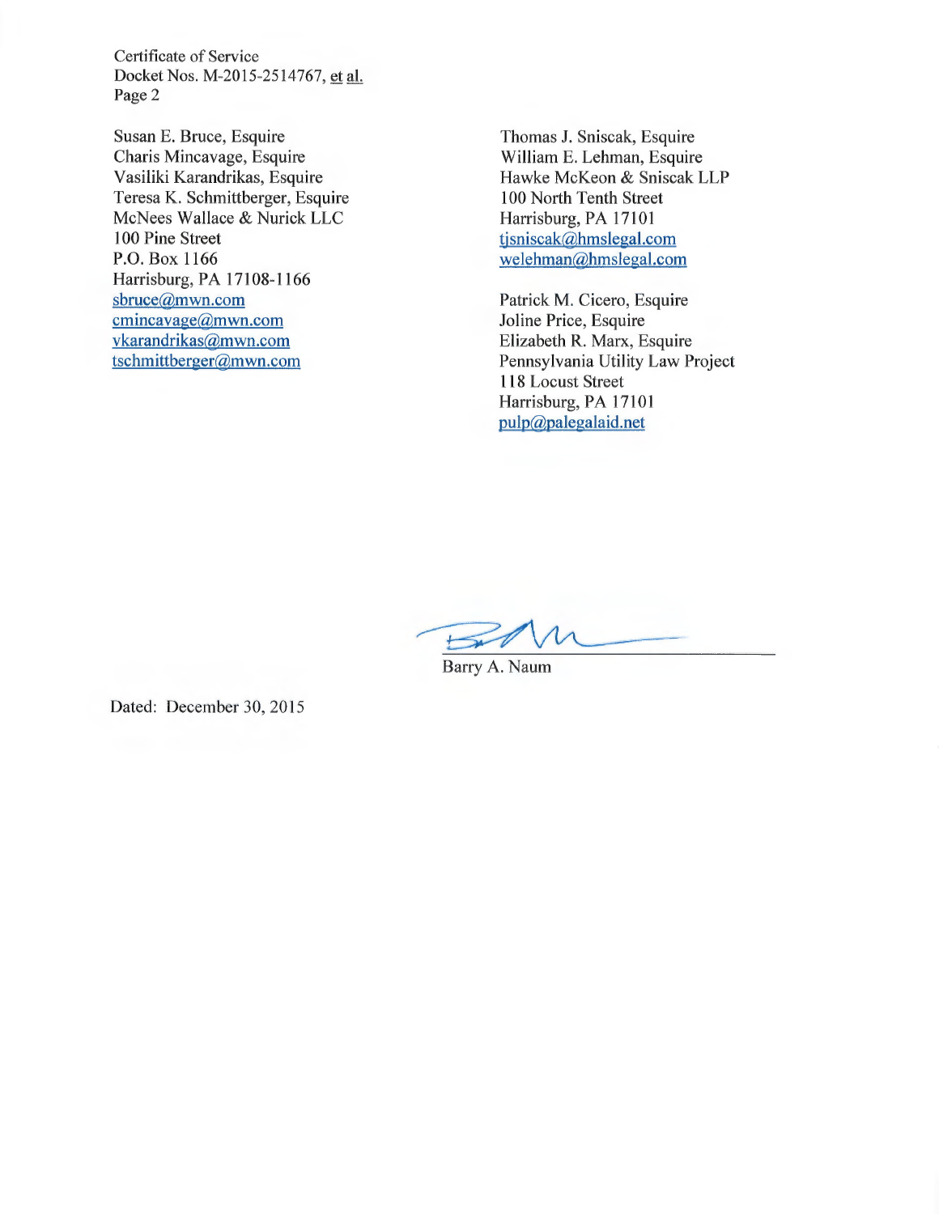Susan E. Bruce, Esquire
Charis Mincavage, Esquire
Vasiliki Karandrikas, Esquire
Teresa K. Schmittberger, Esquire
McNees Wallace & Nurick LLC
100 Pine Street
P.O. Box 1166
Harrisburg, PA 17108-1166
sbruce@mwn.com
cmincavage@mwn.com
vkarandrikas@mwn.com
tschmittberger@mwn.com

Thomas J. Sniscak, Esquire
William E. Lehman, Esquire
Hawke McKeon & Sniscak LLP
100 North Tenth Street
Harrisburg, PA 17101
tjsniscak@hmslegal.com
welehman@hmslegal.com

Patrick M. Cicero, Esquire
Joline Price, Esquire
Elizabeth R. Marx, Esquire
Pennsylvania Utility Law Project
118 Locust Street
Harrisburg, PA 17101
pulp@palegalaid.net

Barry A. Naum

Dated: December 30, 2015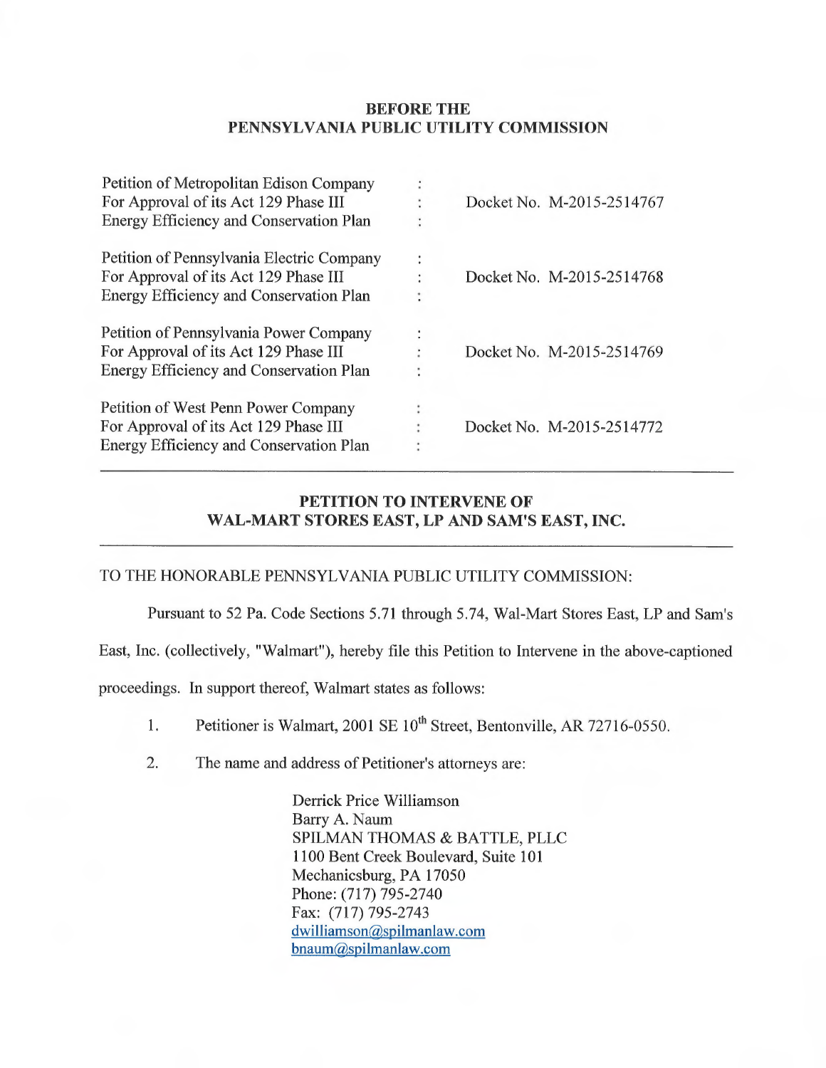**BEFORE THE**
**PENNSYLVANIA PUBLIC UTILITY COMMISSION**

| | | |
|---|---|---|
| Petition of Metropolitan Edison Company For Approval of its Act 129 Phase III Energy Efficiency and Conservation Plan | : | Docket No. M-2015-2514767 |
| Petition of Pennsylvania Electric Company For Approval of its Act 129 Phase III Energy Efficiency and Conservation Plan | : | Docket No. M-2015-2514768 |
| Petition of Pennsylvania Power Company For Approval of its Act 129 Phase III Energy Efficiency and Conservation Plan | : | Docket No. M-2015-2514769 |
| Petition of West Penn Power Company For Approval of its Act 129 Phase III Energy Efficiency and Conservation Plan | : | Docket No. M-2015-2514772 |

---

**PETITION TO INTERVENE OF**
**WAL-MART STORES EAST, LP AND SAM'S EAST, INC.**

---

TO THE HONORABLE PENNSYLVANIA PUBLIC UTILITY COMMISSION:

Pursuant to 52 Pa. Code Sections 5.71 through 5.74, Wal-Mart Stores East, LP and Sam's East, Inc. (collectively, "Walmart"), hereby file this Petition to Intervene in the above-captioned proceedings. In support thereof, Walmart states as follows:

1. Petitioner is Walmart, 2001 SE 10th Street, Bentonville, AR 72716-0550.

2. The name and address of Petitioner's attorneys are:

   Derrick Price Williamson
   Barry A. Naum
   SPILMAN THOMAS & BATTLE, PLLC
   1100 Bent Creek Boulevard, Suite 101
   Mechanicsburg, PA 17050
   Phone: (717) 795-2740
   Fax: (717) 795-2743
   dwilliamson@spilmanlaw.com
   bnaum@spilmanlaw.com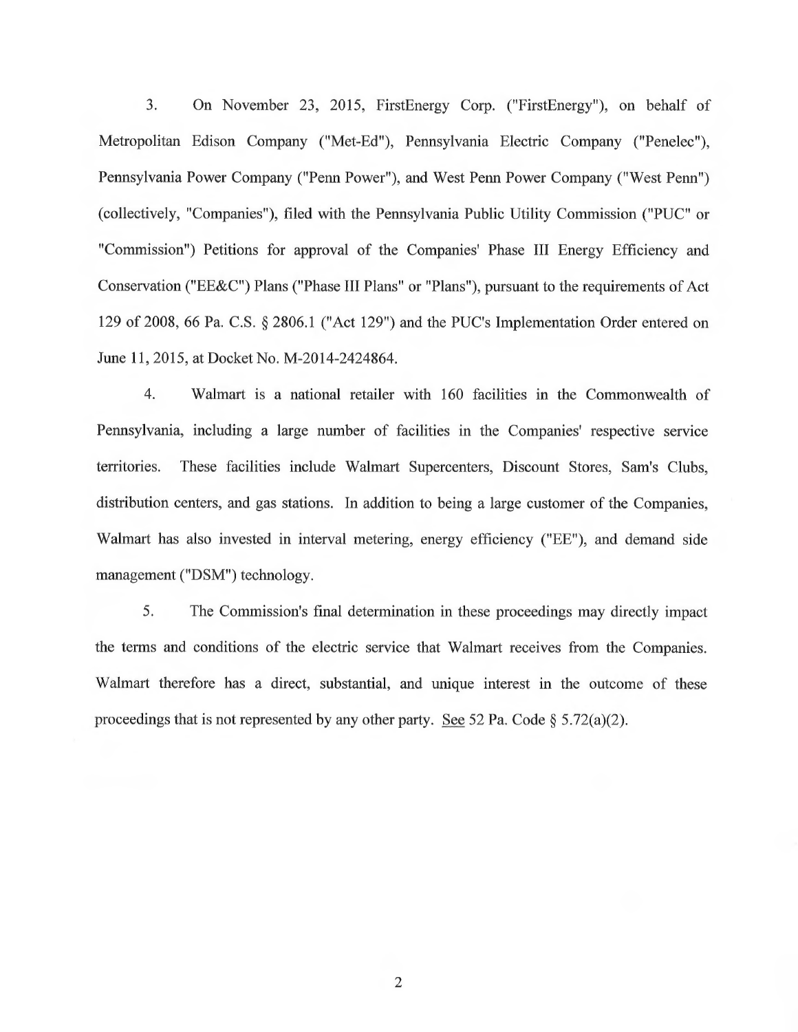3. On November 23, 2015, FirstEnergy Corp. ("FirstEnergy"), on behalf of Metropolitan Edison Company ("Met-Ed"), Pennsylvania Electric Company ("Penelec"), Pennsylvania Power Company ("Penn Power"), and West Penn Power Company ("West Penn") (collectively, "Companies"), filed with the Pennsylvania Public Utility Commission ("PUC" or "Commission") Petitions for approval of the Companies' Phase III Energy Efficiency and Conservation ("EE&C") Plans ("Phase III Plans" or "Plans"), pursuant to the requirements of Act 129 of 2008, 66 Pa. C.S. § 2806.1 ("Act 129") and the PUC's Implementation Order entered on June 11, 2015, at Docket No. M-2014-2424864.

4. Walmart is a national retailer with 160 facilities in the Commonwealth of Pennsylvania, including a large number of facilities in the Companies' respective service territories. These facilities include Walmart Supercenters, Discount Stores, Sam's Clubs, distribution centers, and gas stations. In addition to being a large customer of the Companies, Walmart has also invested in interval metering, energy efficiency ("EE"), and demand side management ("DSM") technology.

5. The Commission's final determination in these proceedings may directly impact the terms and conditions of the electric service that Walmart receives from the Companies. Walmart therefore has a direct, substantial, and unique interest in the outcome of these proceedings that is not represented by any other party. See 52 Pa. Code § 5.72(a)(2).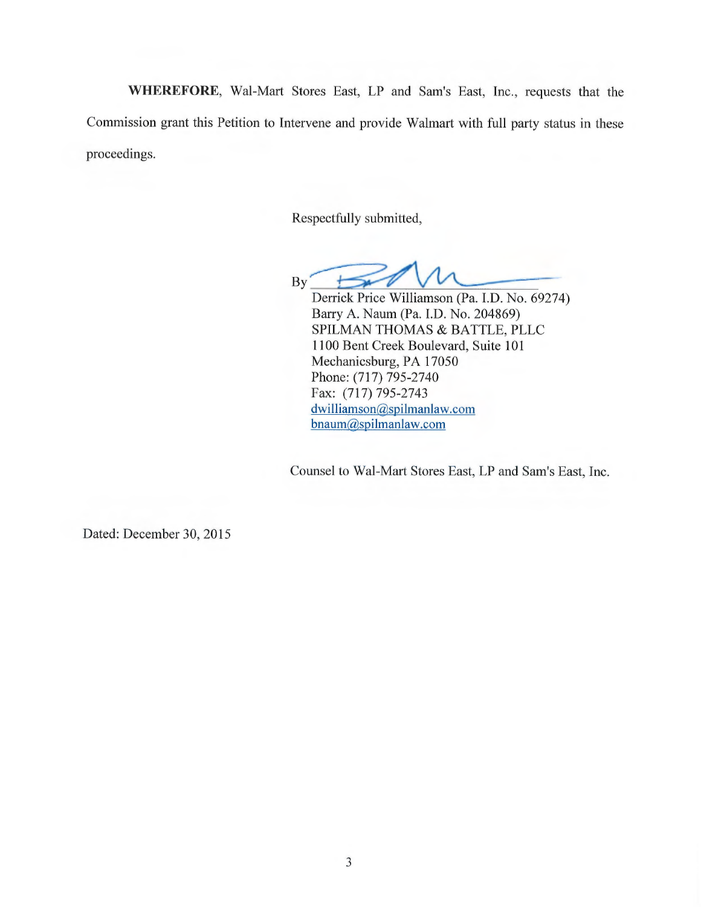**WHEREFORE**, Wal-Mart Stores East, LP and Sam's East, Inc., requests that the Commission grant this Petition to Intervene and provide Walmart with full party status in these proceedings.

Respectfully submitted,

By ______________________

Derrick Price Williamson (Pa. I.D. No. 69274)
Barry A. Naum (Pa. I.D. No. 204869)
SPILMAN THOMAS & BATTLE, PLLC
1100 Bent Creek Boulevard, Suite 101
Mechanicsburg, PA 17050
Phone: (717) 795-2740
Fax: (717) 795-2743
dwilliamson@spilmanlaw.com
bnaum@spilmanlaw.com

Counsel to Wal-Mart Stores East, LP and Sam's East, Inc.

Dated: December 30, 2015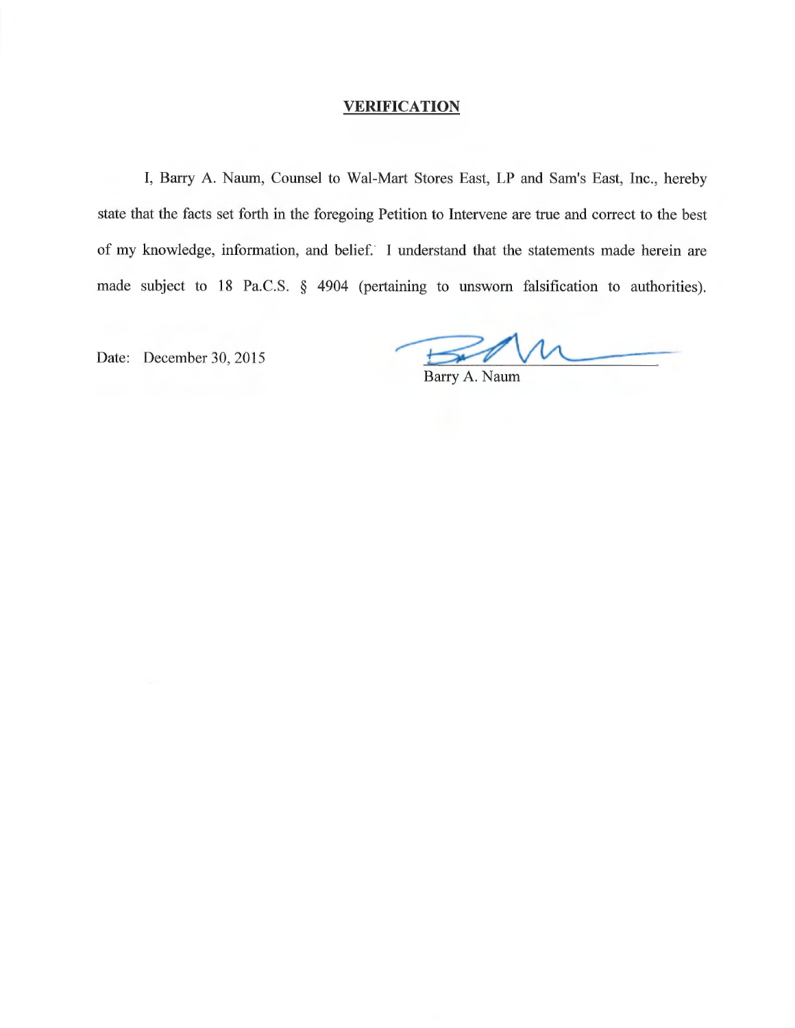## VERIFICATION

I, Barry A. Naum, Counsel to Wal-Mart Stores East, LP and Sam's East, Inc., hereby state that the facts set forth in the foregoing Petition to Intervene are true and correct to the best of my knowledge, information, and belief. I understand that the statements made herein are made subject to 18 Pa.C.S. § 4904 (pertaining to unsworn falsification to authorities).

Date: December 30, 2015

Barry A. Naum